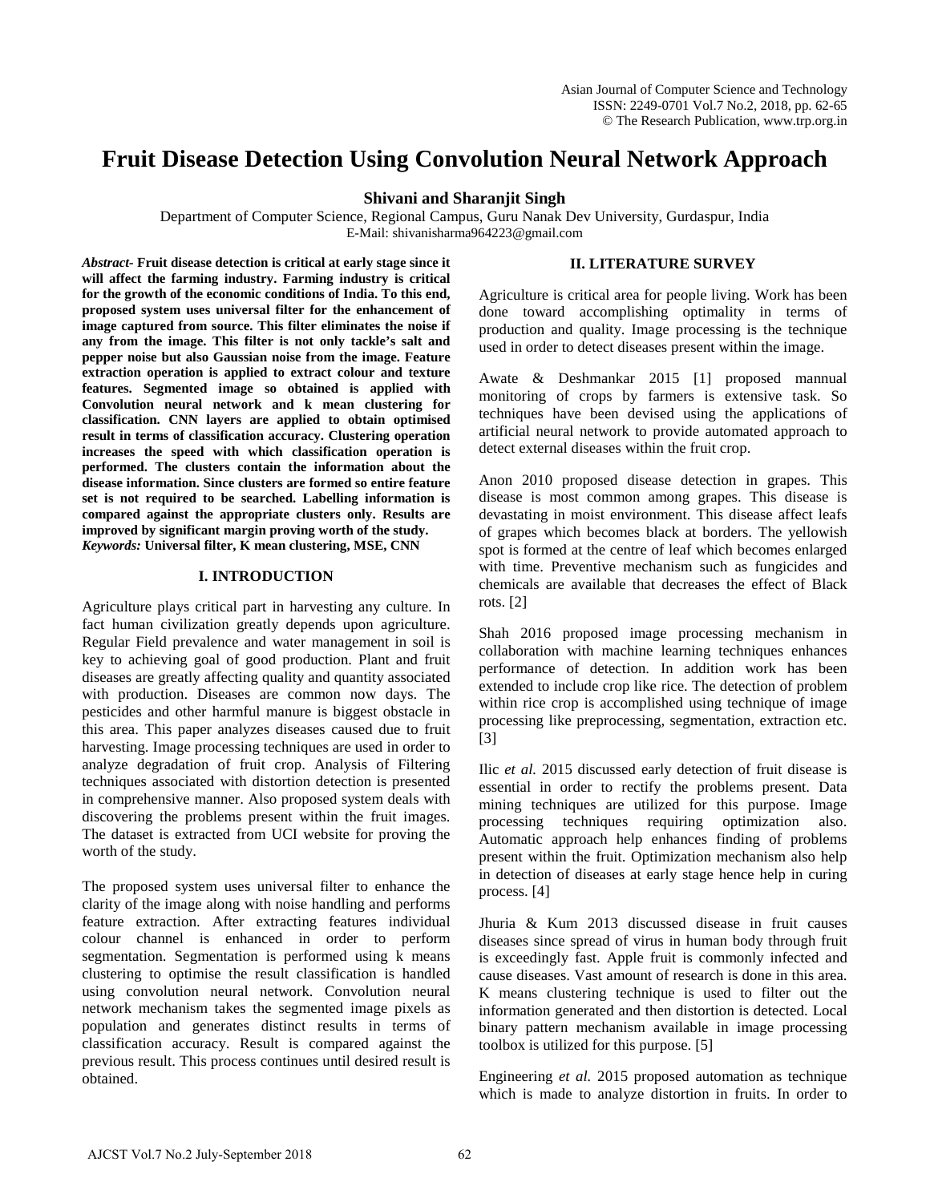# Fruit Disease Detection Using Convolution Neural Network Approach

**Shivani and Sharanjit Singh**

Department of Computer Science, Regional Campus, Guru Nanak Dev University, Gurdaspur, India
E-Mail: shivanisharma964223@gmail.com

***Abstract*- Fruit disease detection is critical at early stage since it will affect the farming industry. Farming industry is critical for the growth of the economic conditions of India. To this end, proposed system uses universal filter for the enhancement of image captured from source. This filter eliminates the noise if any from the image. This filter is not only tackle's salt and pepper noise but also Gaussian noise from the image. Feature extraction operation is applied to extract colour and texture features. Segmented image so obtained is applied with Convolution neural network and k mean clustering for classification. CNN layers are applied to obtain optimised result in terms of classification accuracy. Clustering operation increases the speed with which classification operation is performed. The clusters contain the information about the disease information. Since clusters are formed so entire feature set is not required to be searched. Labelling information is compared against the appropriate clusters only. Results are improved by significant margin proving worth of the study.**
***Keywords:*** **Universal filter, K mean clustering, MSE, CNN**

## I. INTRODUCTION

Agriculture plays critical part in harvesting any culture. In fact human civilization greatly depends upon agriculture. Regular Field prevalence and water management in soil is key to achieving goal of good production. Plant and fruit diseases are greatly affecting quality and quantity associated with production. Diseases are common now days. The pesticides and other harmful manure is biggest obstacle in this area. This paper analyzes diseases caused due to fruit harvesting. Image processing techniques are used in order to analyze degradation of fruit crop. Analysis of Filtering techniques associated with distortion detection is presented in comprehensive manner. Also proposed system deals with discovering the problems present within the fruit images. The dataset is extracted from UCI website for proving the worth of the study.

The proposed system uses universal filter to enhance the clarity of the image along with noise handling and performs feature extraction. After extracting features individual colour channel is enhanced in order to perform segmentation. Segmentation is performed using k means clustering to optimise the result classification is handled using convolution neural network. Convolution neural network mechanism takes the segmented image pixels as population and generates distinct results in terms of classification accuracy. Result is compared against the previous result. This process continues until desired result is obtained.

## II. LITERATURE SURVEY

Agriculture is critical area for people living. Work has been done toward accomplishing optimality in terms of production and quality. Image processing is the technique used in order to detect diseases present within the image.

Awate & Deshmankar 2015 [1] proposed mannual monitoring of crops by farmers is extensive task. So techniques have been devised using the applications of artificial neural network to provide automated approach to detect external diseases within the fruit crop.

Anon 2010 proposed disease detection in grapes. This disease is most common among grapes. This disease is devastating in moist environment. This disease affect leafs of grapes which becomes black at borders. The yellowish spot is formed at the centre of leaf which becomes enlarged with time. Preventive mechanism such as fungicides and chemicals are available that decreases the effect of Black rots. [2]

Shah 2016 proposed image processing mechanism in collaboration with machine learning techniques enhances performance of detection. In addition work has been extended to include crop like rice. The detection of problem within rice crop is accomplished using technique of image processing like preprocessing, segmentation, extraction etc. [3]

Ilic *et al.* 2015 discussed early detection of fruit disease is essential in order to rectify the problems present. Data mining techniques are utilized for this purpose. Image processing techniques requiring optimization also. Automatic approach help enhances finding of problems present within the fruit. Optimization mechanism also help in detection of diseases at early stage hence help in curing process. [4]

Jhuria & Kum 2013 discussed disease in fruit causes diseases since spread of virus in human body through fruit is exceedingly fast. Apple fruit is commonly infected and cause diseases. Vast amount of research is done in this area. K means clustering technique is used to filter out the information generated and then distortion is detected. Local binary pattern mechanism available in image processing toolbox is utilized for this purpose. [5]

Engineering *et al.* 2015 proposed automation as technique which is made to analyze distortion in fruits. In order to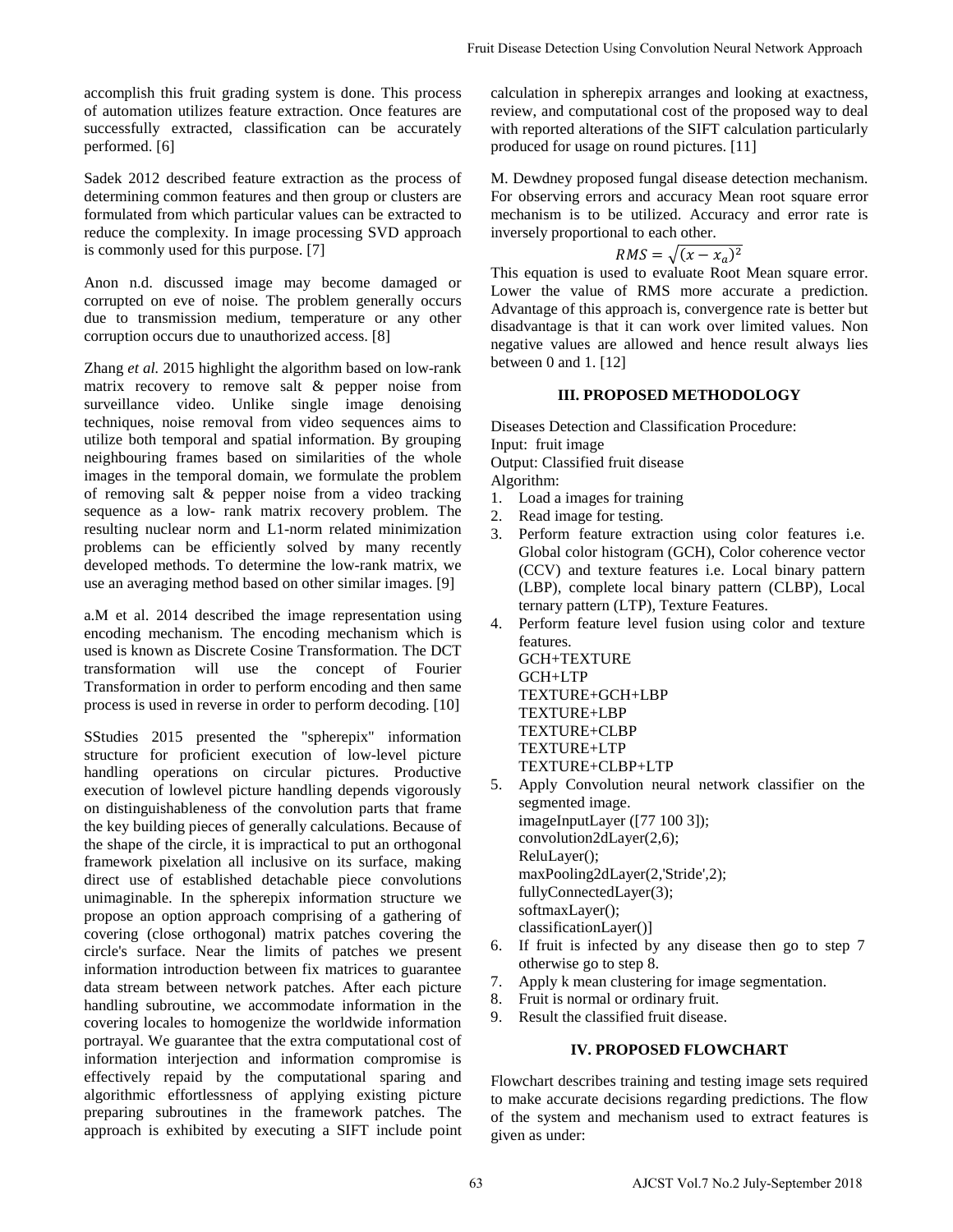accomplish this fruit grading system is done. This process of automation utilizes feature extraction. Once features are successfully extracted, classification can be accurately performed. [6]

Sadek 2012 described feature extraction as the process of determining common features and then group or clusters are formulated from which particular values can be extracted to reduce the complexity. In image processing SVD approach is commonly used for this purpose. [7]

Anon n.d. discussed image may become damaged or corrupted on eve of noise. The problem generally occurs due to transmission medium, temperature or any other corruption occurs due to unauthorized access. [8]

Zhang *et al.* 2015 highlight the algorithm based on low-rank matrix recovery to remove salt & pepper noise from surveillance video. Unlike single image denoising techniques, noise removal from video sequences aims to utilize both temporal and spatial information. By grouping neighbouring frames based on similarities of the whole images in the temporal domain, we formulate the problem of removing salt & pepper noise from a video tracking sequence as a low- rank matrix recovery problem. The resulting nuclear norm and L1-norm related minimization problems can be efficiently solved by many recently developed methods. To determine the low-rank matrix, we use an averaging method based on other similar images. [9]

a.M et al. 2014 described the image representation using encoding mechanism. The encoding mechanism which is used is known as Discrete Cosine Transformation. The DCT transformation will use the concept of Fourier Transformation in order to perform encoding and then same process is used in reverse in order to perform decoding. [10]

SStudies 2015 presented the "spherepix" information structure for proficient execution of low-level picture handling operations on circular pictures. Productive execution of lowlevel picture handling depends vigorously on distinguishableness of the convolution parts that frame the key building pieces of generally calculations. Because of the shape of the circle, it is impractical to put an orthogonal framework pixelation all inclusive on its surface, making direct use of established detachable piece convolutions unimaginable. In the spherepix information structure we propose an option approach comprising of a gathering of covering (close orthogonal) matrix patches covering the circle's surface. Near the limits of patches we present information introduction between fix matrices to guarantee data stream between network patches. After each picture handling subroutine, we accommodate information in the covering locales to homogenize the worldwide information portrayal. We guarantee that the extra computational cost of information interjection and information compromise is effectively repaid by the computational sparing and algorithmic effortlessness of applying existing picture preparing subroutines in the framework patches. The approach is exhibited by executing a SIFT include point calculation in spherepix arranges and looking at exactness, review, and computational cost of the proposed way to deal with reported alterations of the SIFT calculation particularly produced for usage on round pictures. [11]

M. Dewdney proposed fungal disease detection mechanism. For observing errors and accuracy Mean root square error mechanism is to be utilized. Accuracy and error rate is inversely proportional to each other.

$$RMS = \sqrt{(x - x_a)^2}$$

This equation is used to evaluate Root Mean square error. Lower the value of RMS more accurate a prediction. Advantage of this approach is, convergence rate is better but disadvantage is that it can work over limited values. Non negative values are allowed and hence result always lies between 0 and 1. [12]

## III. PROPOSED METHODOLOGY

Diseases Detection and Classification Procedure:
Input: fruit image
Output: Classified fruit disease
Algorithm:

1. Load a images for training
2. Read image for testing.
3. Perform feature extraction using color features i.e. Global color histogram (GCH), Color coherence vector (CCV) and texture features i.e. Local binary pattern (LBP), complete local binary pattern (CLBP), Local ternary pattern (LTP), Texture Features.
4. Perform feature level fusion using color and texture features.
   GCH+TEXTURE
   GCH+LTP
   TEXTURE+GCH+LBP
   TEXTURE+LBP
   TEXTURE+CLBP
   TEXTURE+LTP
   TEXTURE+CLBP+LTP
5. Apply Convolution neural network classifier on the segmented image.
   imageInputLayer ([77 100 3]);
   convolution2dLayer(2,6);
   ReluLayer();
   maxPooling2dLayer(2,'Stride',2);
   fullyConnectedLayer(3);
   softmaxLayer();
   classificationLayer()]
6. If fruit is infected by any disease then go to step 7 otherwise go to step 8.
7. Apply k mean clustering for image segmentation.
8. Fruit is normal or ordinary fruit.
9. Result the classified fruit disease.

## IV. PROPOSED FLOWCHART

Flowchart describes training and testing image sets required to make accurate decisions regarding predictions. The flow of the system and mechanism used to extract features is given as under: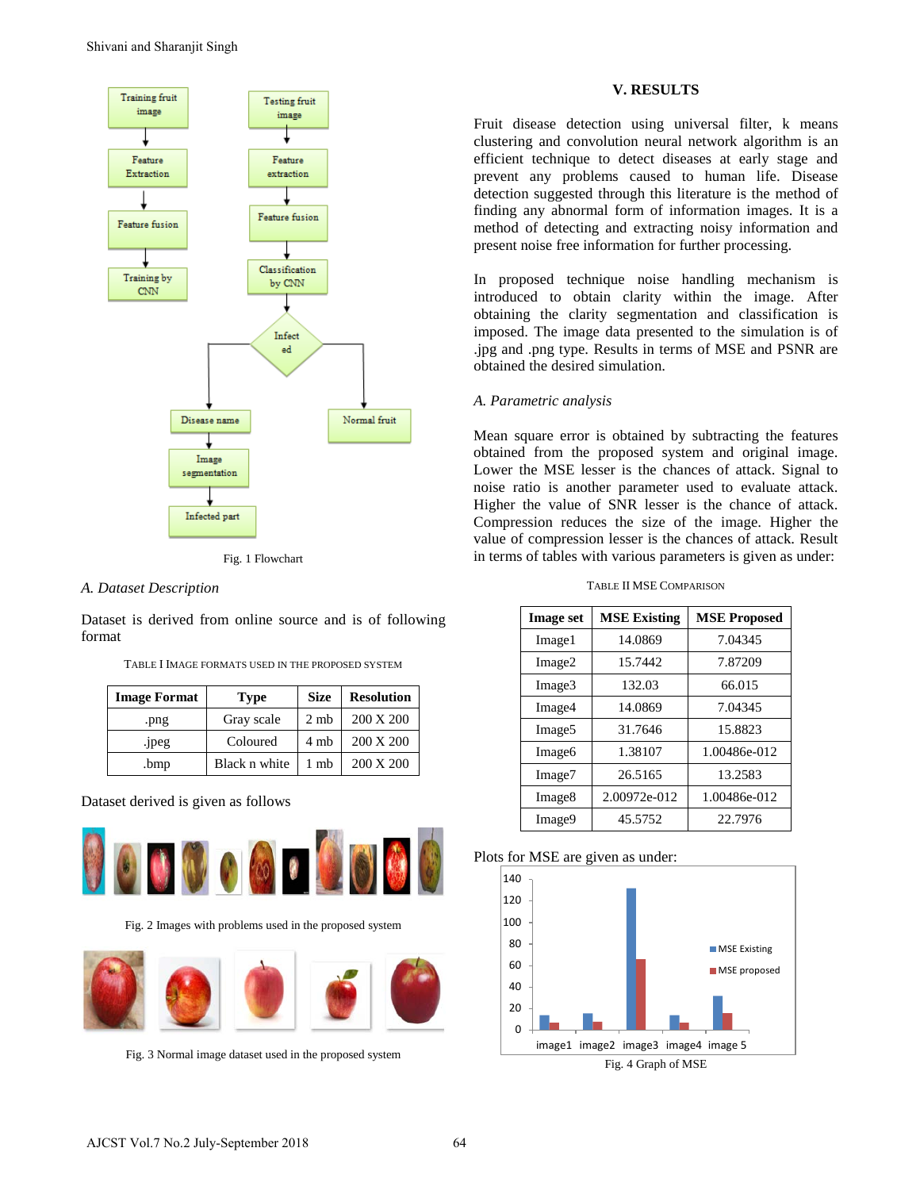Fig. 1 Flowchart

### A. Dataset Description

Dataset is derived from online source and is of following format

TABLE I IMAGE FORMATS USED IN THE PROPOSED SYSTEM

| Image Format | Type | Size | Resolution |
|---|---|---|---|
| .png | Gray scale | 2 mb | 200 X 200 |
| .jpeg | Coloured | 4 mb | 200 X 200 |
| .bmp | Black n white | 1 mb | 200 X 200 |

Dataset derived is given as follows

Fig. 2 Images with problems used in the proposed system

Fig. 3 Normal image dataset used in the proposed system

## V. RESULTS

Fruit disease detection using universal filter, k means clustering and convolution neural network algorithm is an efficient technique to detect diseases at early stage and prevent any problems caused to human life. Disease detection suggested through this literature is the method of finding any abnormal form of information images. It is a method of detecting and extracting noisy information and present noise free information for further processing.

In proposed technique noise handling mechanism is introduced to obtain clarity within the image. After obtaining the clarity segmentation and classification is imposed. The image data presented to the simulation is of .jpg and .png type. Results in terms of MSE and PSNR are obtained the desired simulation.

### A. Parametric analysis

Mean square error is obtained by subtracting the features obtained from the proposed system and original image. Lower the MSE lesser is the chances of attack. Signal to noise ratio is another parameter used to evaluate attack. Higher the value of SNR lesser is the chance of attack. Compression reduces the size of the image. Higher the value of compression lesser is the chances of attack. Result in terms of tables with various parameters is given as under:

TABLE II MSE COMPARISON

| Image set | MSE Existing | MSE Proposed |
|---|---|---|
| Image1 | 14.0869 | 7.04345 |
| Image2 | 15.7442 | 7.87209 |
| Image3 | 132.03 | 66.015 |
| Image4 | 14.0869 | 7.04345 |
| Image5 | 31.7646 | 15.8823 |
| Image6 | 1.38107 | 1.00486e-012 |
| Image7 | 26.5165 | 13.2583 |
| Image8 | 2.00972e-012 | 1.00486e-012 |
| Image9 | 45.5752 | 22.7976 |

Plots for MSE are given as under:

Fig. 4 Graph of MSE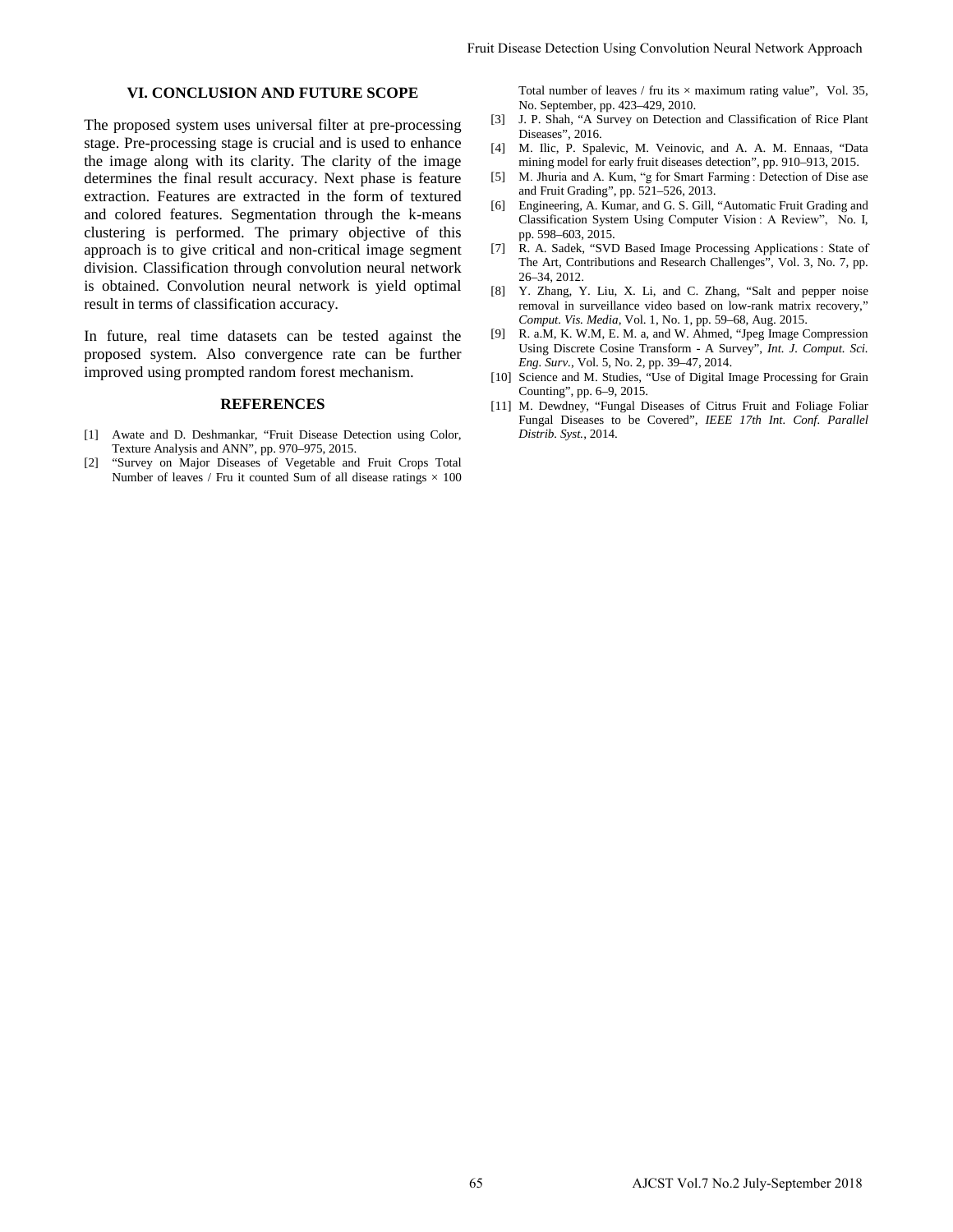## VI. CONCLUSION AND FUTURE SCOPE

The proposed system uses universal filter at pre-processing stage. Pre-processing stage is crucial and is used to enhance the image along with its clarity. The clarity of the image determines the final result accuracy. Next phase is feature extraction. Features are extracted in the form of textured and colored features. Segmentation through the k-means clustering is performed. The primary objective of this approach is to give critical and non-critical image segment division. Classification through convolution neural network is obtained. Convolution neural network is yield optimal result in terms of classification accuracy.

In future, real time datasets can be tested against the proposed system. Also convergence rate can be further improved using prompted random forest mechanism.

## REFERENCES

[1] Awate and D. Deshmankar, "Fruit Disease Detection using Color, Texture Analysis and ANN", pp. 970–975, 2015.

[2] "Survey on Major Diseases of Vegetable and Fruit Crops Total Number of leaves / Fru it counted Sum of all disease ratings × 100 Total number of leaves / fru its × maximum rating value", Vol. 35, No. September, pp. 423–429, 2010.

[3] J. P. Shah, "A Survey on Detection and Classification of Rice Plant Diseases", 2016.

[4] M. Ilic, P. Spalevic, M. Veinovic, and A. A. M. Ennaas, "Data mining model for early fruit diseases detection", pp. 910–913, 2015.

[5] M. Jhuria and A. Kum, "g for Smart Farming : Detection of Dise ase and Fruit Grading", pp. 521–526, 2013.

[6] Engineering, A. Kumar, and G. S. Gill, "Automatic Fruit Grading and Classification System Using Computer Vision : A Review", No. I, pp. 598–603, 2015.

[7] R. A. Sadek, "SVD Based Image Processing Applications : State of The Art, Contributions and Research Challenges", Vol. 3, No. 7, pp. 26–34, 2012.

[8] Y. Zhang, Y. Liu, X. Li, and C. Zhang, "Salt and pepper noise removal in surveillance video based on low-rank matrix recovery," *Comput. Vis. Media*, Vol. 1, No. 1, pp. 59–68, Aug. 2015.

[9] R. a.M, K. W.M, E. M. a, and W. Ahmed, "Jpeg Image Compression Using Discrete Cosine Transform - A Survey", *Int. J. Comput. Sci. Eng. Surv.*, Vol. 5, No. 2, pp. 39–47, 2014.

[10] Science and M. Studies, "Use of Digital Image Processing for Grain Counting", pp. 6–9, 2015.

[11] M. Dewdney, "Fungal Diseases of Citrus Fruit and Foliage Foliar Fungal Diseases to be Covered", *IEEE 17th Int. Conf. Parallel Distrib. Syst.*, 2014.